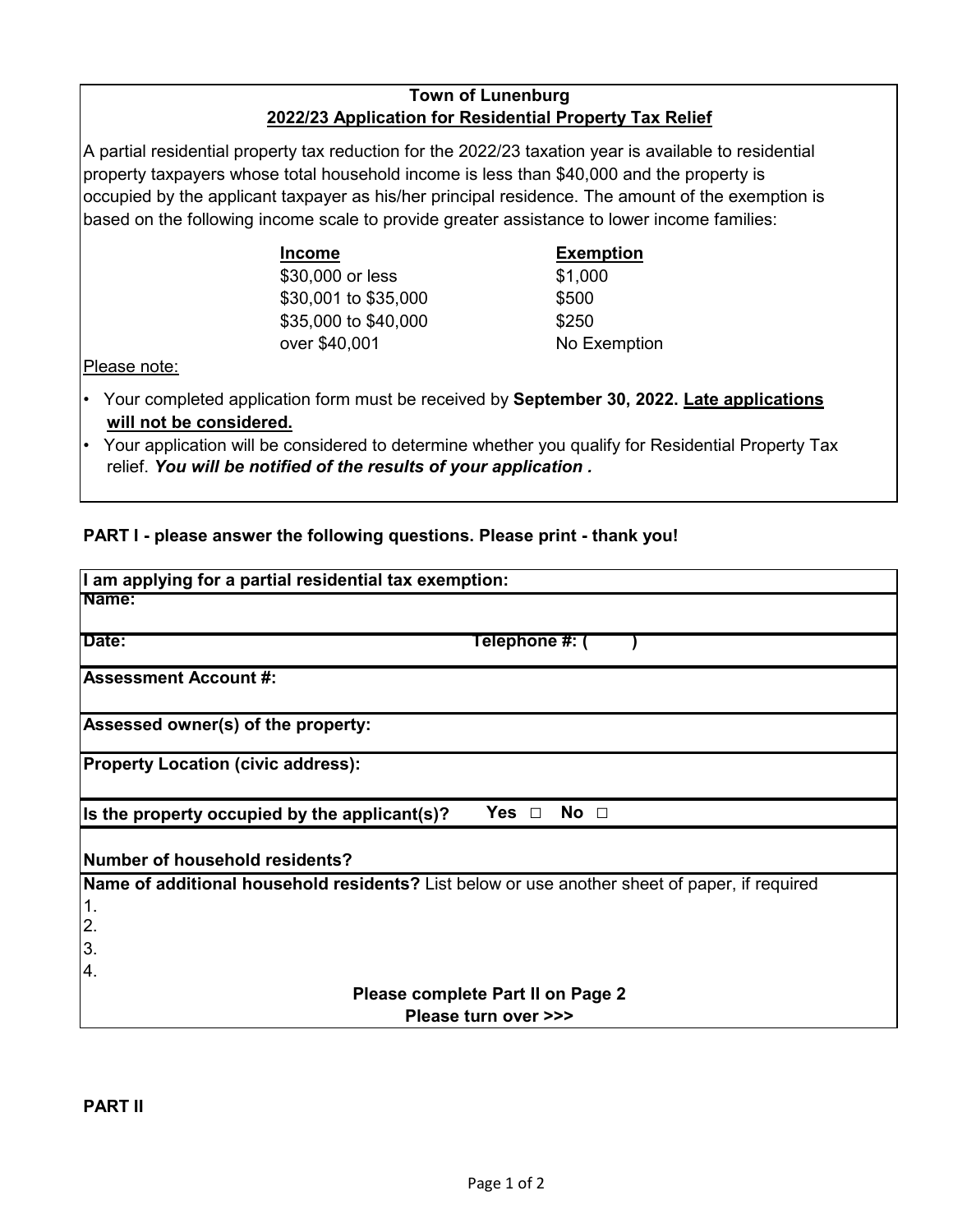## Town of Lunenburg
## 2022/23 Application for Residential Property Tax Relief

A partial residential property tax reduction for the 2022/23 taxation year is available to residential property taxpayers whose total household income is less than $40,000 and the property is occupied by the applicant taxpayer as his/her principal residence. The amount of the exemption is based on the following income scale to provide greater assistance to lower income families:

| Income | Exemption |
|---|---|
| $30,000 or less | $1,000 |
| $30,001 to $35,000 | $500 |
| $35,000 to $40,000 | $250 |
| over $40,001 | No Exemption |

Please note:

- Your completed application form must be received by **September 30, 2022.** **Late applications will not be considered.**
- Your application will be considered to determine whether you qualify for Residential Property Tax relief. ***You will be notified of the results of your application .***

**PART I - please answer the following questions. Please print - thank you!**

**I am applying for a partial residential tax exemption:**

**Name:**

**Date:** **Telephone #: (     )**

**Assessment Account #:**

**Assessed owner(s) of the property:**

**Property Location (civic address):**

**Is the property occupied by the applicant(s)?** **Yes** □ **No** □

**Number of household residents?**

**Name of additional household residents?** List below or use another sheet of paper, if required

1.
2.
3.
4.

**Please complete Part II on Page 2**
**Please turn over >>>**

**PART II**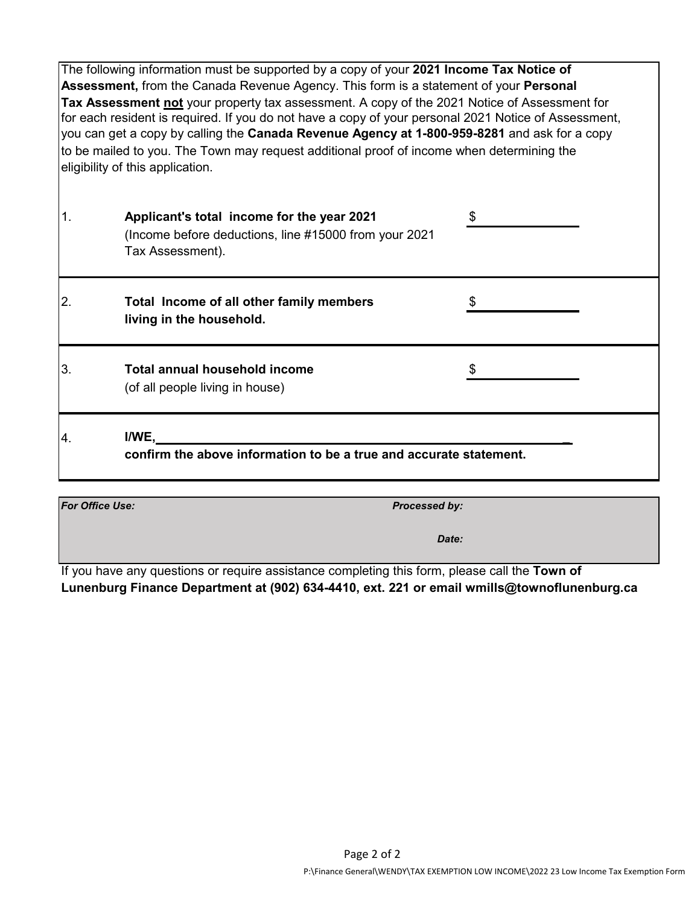The following information must be supported by a copy of your **2021 Income Tax Notice of Assessment,** from the Canada Revenue Agency. This form is a statement of your **Personal Tax Assessment not** your property tax assessment. A copy of the 2021 Notice of Assessment for for each resident is required. If you do not have a copy of your personal 2021 Notice of Assessment, you can get a copy by calling the **Canada Revenue Agency at 1-800-959-8281** and ask for a copy to be mailed to you. The Town may request additional proof of income when determining the eligibility of this application.

| | | |
|---|---|---|
| 1. | **Applicant's total income for the year 2021**<br>(Income before deductions, line #15000 from your 2021 Tax Assessment). | $ ____________ |
| 2. | **Total Income of all other family members living in the household.** | $ ____________ |
| 3. | **Total annual household income**<br>(of all people living in house) | $ ____________ |
| 4. | **I/WE, ______________________________________________**<br>**confirm the above information to be a true and accurate statement.** | |

| | |
|---|---|
| ***For Office Use:*** | ***Processed by:*** |
| | ***Date:*** |

If you have any questions or require assistance completing this form, please call the **Town of Lunenburg Finance Department at (902) 634-4410, ext. 221 or email wmills@townoflunenburg.ca**

P:\Finance General\WENDY\TAX EXEMPTION LOW INCOME\2022 23 Low Income Tax Exemption Form